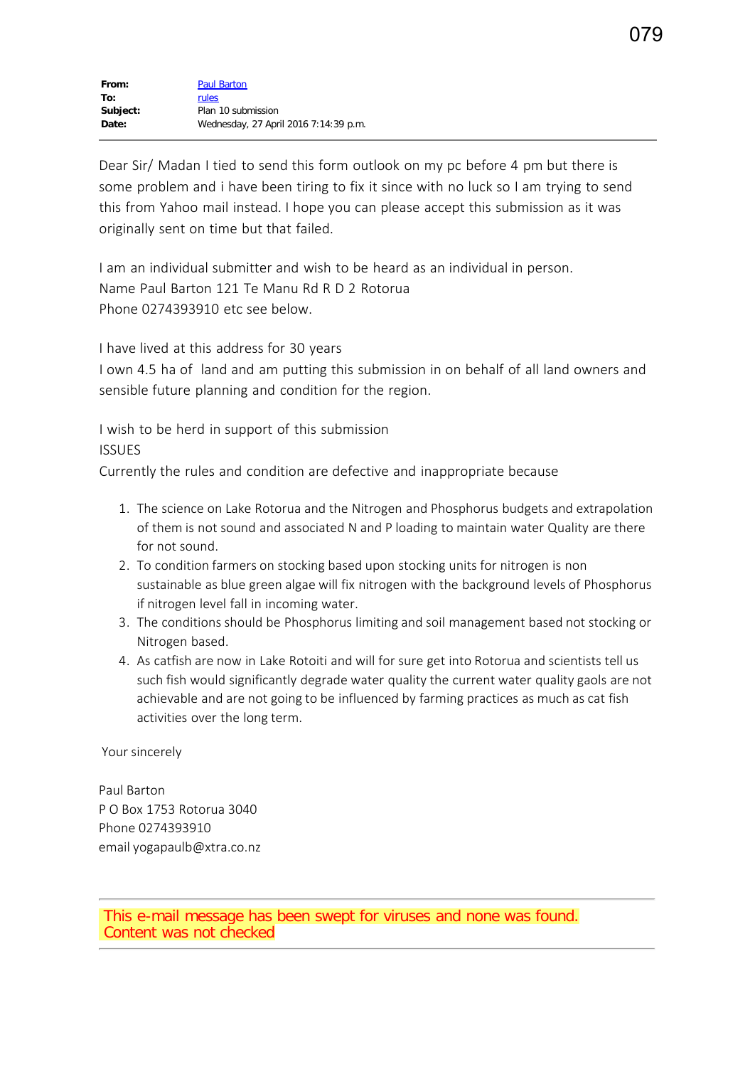079

| | |
|---|---|
| **From:** | Paul Barton |
| **To:** | rules |
| **Subject:** | Plan 10 submission |
| **Date:** | Wednesday, 27 April 2016 7:14:39 p.m. |

---

Dear Sir/ Madan I tied to send this form outlook on my pc before 4 pm but there is some problem and i have been tiring to fix it since with no luck so I am trying to send this from Yahoo mail instead. I hope you can please accept this submission as it was originally sent on time but that failed.

I am an individual submitter and wish to be heard as an individual in person.
Name Paul Barton 121 Te Manu Rd R D 2 Rotorua
Phone 0274393910 etc see below.

I have lived at this address for 30 years
I own 4.5 ha of land and am putting this submission in on behalf of all land owners and sensible future planning and condition for the region.

I wish to be herd in support of this submission
ISSUES
Currently the rules and condition are defective and inappropriate because

1. The science on Lake Rotorua and the Nitrogen and Phosphorus budgets and extrapolation of them is not sound and associated N and P loading to maintain water Quality are there for not sound.
2. To condition farmers on stocking based upon stocking units for nitrogen is non sustainable as blue green algae will fix nitrogen with the background levels of Phosphorus if nitrogen level fall in incoming water.
3. The conditions should be Phosphorus limiting and soil management based not stocking or Nitrogen based.
4. As catfish are now in Lake Rotoiti and will for sure get into Rotorua and scientists tell us such fish would significantly degrade water quality the current water quality gaols are not achievable and are not going to be influenced by farming practices as much as cat fish activities over the long term.

Your sincerely

Paul Barton
P O Box 1753 Rotorua 3040
Phone 0274393910
email yogapaulb@xtra.co.nz

---

This e-mail message has been swept for viruses and none was found.
Content was not checked

---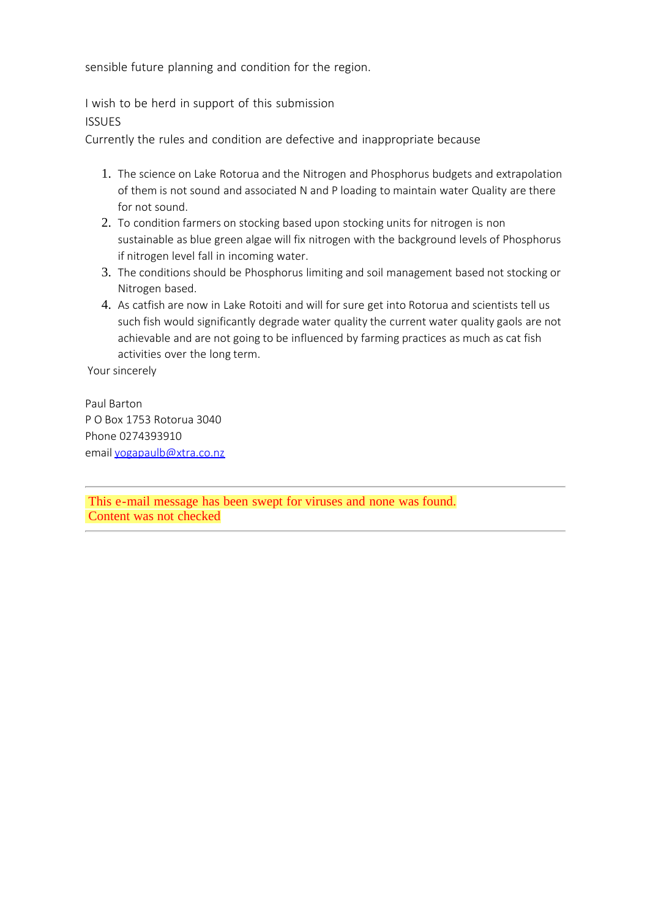sensible future planning and condition for the region.

I wish to be herd in support of this submission

ISSUES

Currently the rules and condition are defective and inappropriate because

1. The science on Lake Rotorua and the Nitrogen and Phosphorus budgets and extrapolation of them is not sound and associated N and P loading to maintain water Quality are there for not sound.
2. To condition farmers on stocking based upon stocking units for nitrogen is non sustainable as blue green algae will fix nitrogen with the background levels of Phosphorus if nitrogen level fall in incoming water.
3. The conditions should be Phosphorus limiting and soil management based not stocking or Nitrogen based.
4. As catfish are now in Lake Rotoiti and will for sure get into Rotorua and scientists tell us such fish would significantly degrade water quality the current water quality gaols are not achievable and are not going to be influenced by farming practices as much as cat fish activities over the long term.

Your sincerely

Paul Barton
P O Box 1753 Rotorua 3040
Phone 0274393910
email yogapaulb@xtra.co.nz

---

This e-mail message has been swept for viruses and none was found.
Content was not checked

---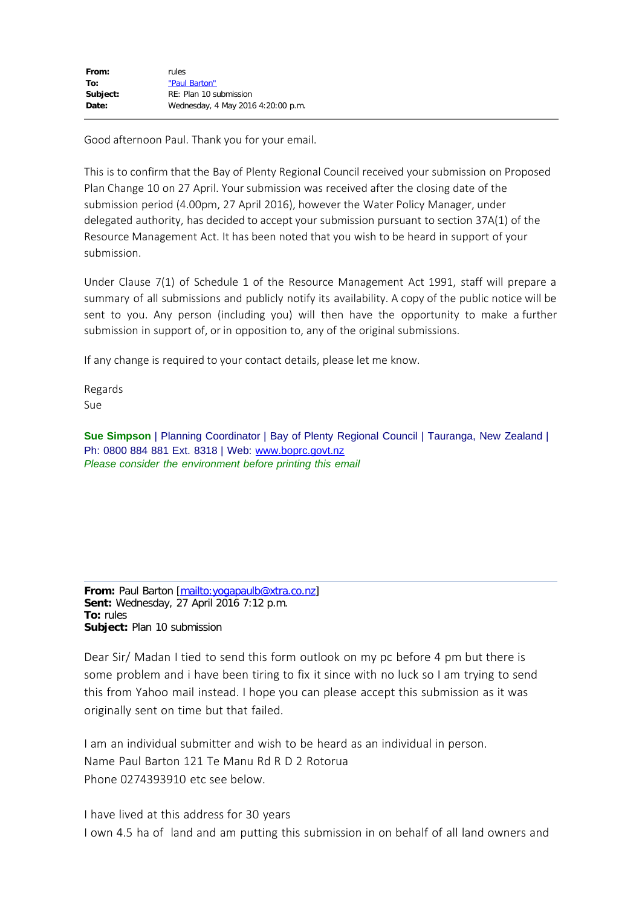| | |
|---|---|
| **From:** | rules |
| **To:** | "Paul Barton" |
| **Subject:** | RE: Plan 10 submission |
| **Date:** | Wednesday, 4 May 2016 4:20:00 p.m. |

Good afternoon Paul. Thank you for your email.

This is to confirm that the Bay of Plenty Regional Council received your submission on Proposed Plan Change 10 on 27 April. Your submission was received after the closing date of the submission period (4.00pm, 27 April 2016), however the Water Policy Manager, under delegated authority, has decided to accept your submission pursuant to section 37A(1) of the Resource Management Act. It has been noted that you wish to be heard in support of your submission.

Under Clause 7(1) of Schedule 1 of the Resource Management Act 1991, staff will prepare a summary of all submissions and publicly notify its availability. A copy of the public notice will be sent to you. Any person (including you) will then have the opportunity to make a further submission in support of, or in opposition to, any of the original submissions.

If any change is required to your contact details, please let me know.

Regards
Sue

**Sue Simpson** | Planning Coordinator | Bay of Plenty Regional Council | Tauranga, New Zealand |
Ph: 0800 884 881 Ext. 8318 | Web: www.boprc.govt.nz
*Please consider the environment before printing this email*

---

**From:** Paul Barton [mailto:yogapaulb@xtra.co.nz]
**Sent:** Wednesday, 27 April 2016 7:12 p.m.
**To:** rules
**Subject:** Plan 10 submission

Dear Sir/ Madan I tied to send this form outlook on my pc before 4 pm but there is some problem and i have been tiring to fix it since with no luck so I am trying to send this from Yahoo mail instead. I hope you can please accept this submission as it was originally sent on time but that failed.

I am an individual submitter and wish to be heard as an individual in person.
Name Paul Barton 121 Te Manu Rd R D 2 Rotorua
Phone 0274393910 etc see below.

I have lived at this address for 30 years
I own 4.5 ha of land and am putting this submission in on behalf of all land owners and